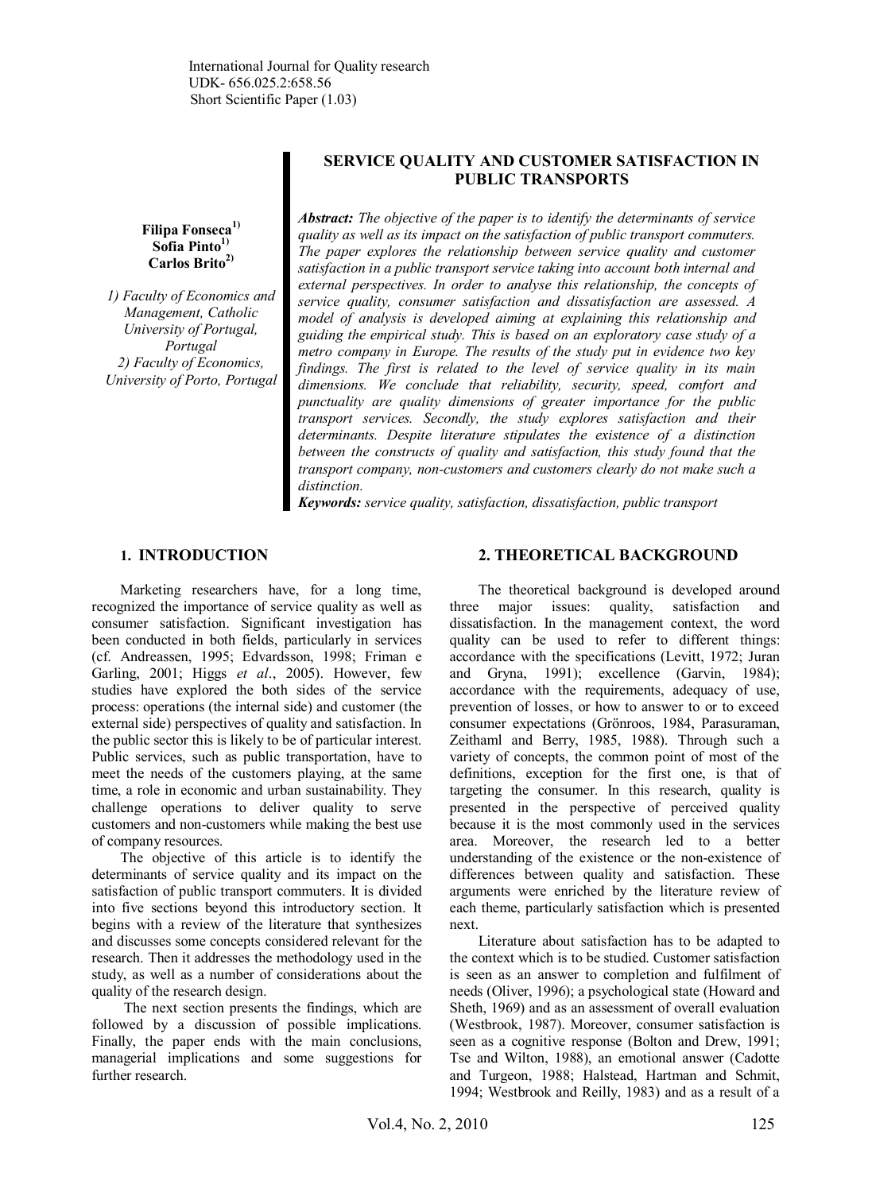International Journal for Quality research
UDK- 656.025.2:658.56
Short Scientific Paper (1.03)

# SERVICE QUALITY AND CUSTOMER SATISFACTION IN PUBLIC TRANSPORTS

**Filipa Fonseca**[1]
**Sofia Pinto**[1]
**Carlos Brito**[2]

*1) Faculty of Economics and Management, Catholic University of Portugal, Portugal*
*2) Faculty of Economics, University of Porto, Portugal*

***Abstract:*** *The objective of the paper is to identify the determinants of service quality as well as its impact on the satisfaction of public transport commuters. The paper explores the relationship between service quality and customer satisfaction in a public transport service taking into account both internal and external perspectives. In order to analyse this relationship, the concepts of service quality, consumer satisfaction and dissatisfaction are assessed. A model of analysis is developed aiming at explaining this relationship and guiding the empirical study. This is based on an exploratory case study of a metro company in Europe. The results of the study put in evidence two key findings. The first is related to the level of service quality in its main dimensions. We conclude that reliability, security, speed, comfort and punctuality are quality dimensions of greater importance for the public transport services. Secondly, the study explores satisfaction and their determinants. Despite literature stipulates the existence of a distinction between the constructs of quality and satisfaction, this study found that the transport company, non-customers and customers clearly do not make such a distinction.*

***Keywords:*** *service quality, satisfaction, dissatisfaction, public transport*

## 1. INTRODUCTION

Marketing researchers have, for a long time, recognized the importance of service quality as well as consumer satisfaction. Significant investigation has been conducted in both fields, particularly in services (cf. Andreassen, 1995; Edvardsson, 1998; Friman e Garling, 2001; Higgs *et al*., 2005). However, few studies have explored the both sides of the service process: operations (the internal side) and customer (the external side) perspectives of quality and satisfaction. In the public sector this is likely to be of particular interest. Public services, such as public transportation, have to meet the needs of the customers playing, at the same time, a role in economic and urban sustainability. They challenge operations to deliver quality to serve customers and non-customers while making the best use of company resources.

The objective of this article is to identify the determinants of service quality and its impact on the satisfaction of public transport commuters. It is divided into five sections beyond this introductory section. It begins with a review of the literature that synthesizes and discusses some concepts considered relevant for the research. Then it addresses the methodology used in the study, as well as a number of considerations about the quality of the research design.

The next section presents the findings, which are followed by a discussion of possible implications. Finally, the paper ends with the main conclusions, managerial implications and some suggestions for further research.

## 2. THEORETICAL BACKGROUND

The theoretical background is developed around three major issues: quality, satisfaction and dissatisfaction. In the management context, the word quality can be used to refer to different things: accordance with the specifications (Levitt, 1972; Juran and Gryna, 1991); excellence (Garvin, 1984); accordance with the requirements, adequacy of use, prevention of losses, or how to answer to or to exceed consumer expectations (Grönroos, 1984, Parasuraman, Zeithaml and Berry, 1985, 1988). Through such a variety of concepts, the common point of most of the definitions, exception for the first one, is that of targeting the consumer. In this research, quality is presented in the perspective of perceived quality because it is the most commonly used in the services area. Moreover, the research led to a better understanding of the existence or the non-existence of differences between quality and satisfaction. These arguments were enriched by the literature review of each theme, particularly satisfaction which is presented next.

Literature about satisfaction has to be adapted to the context which is to be studied. Customer satisfaction is seen as an answer to completion and fulfilment of needs (Oliver, 1996); a psychological state (Howard and Sheth, 1969) and as an assessment of overall evaluation (Westbrook, 1987). Moreover, consumer satisfaction is seen as a cognitive response (Bolton and Drew, 1991; Tse and Wilton, 1988), an emotional answer (Cadotte and Turgeon, 1988; Halstead, Hartman and Schmit, 1994; Westbrook and Reilly, 1983) and as a result of a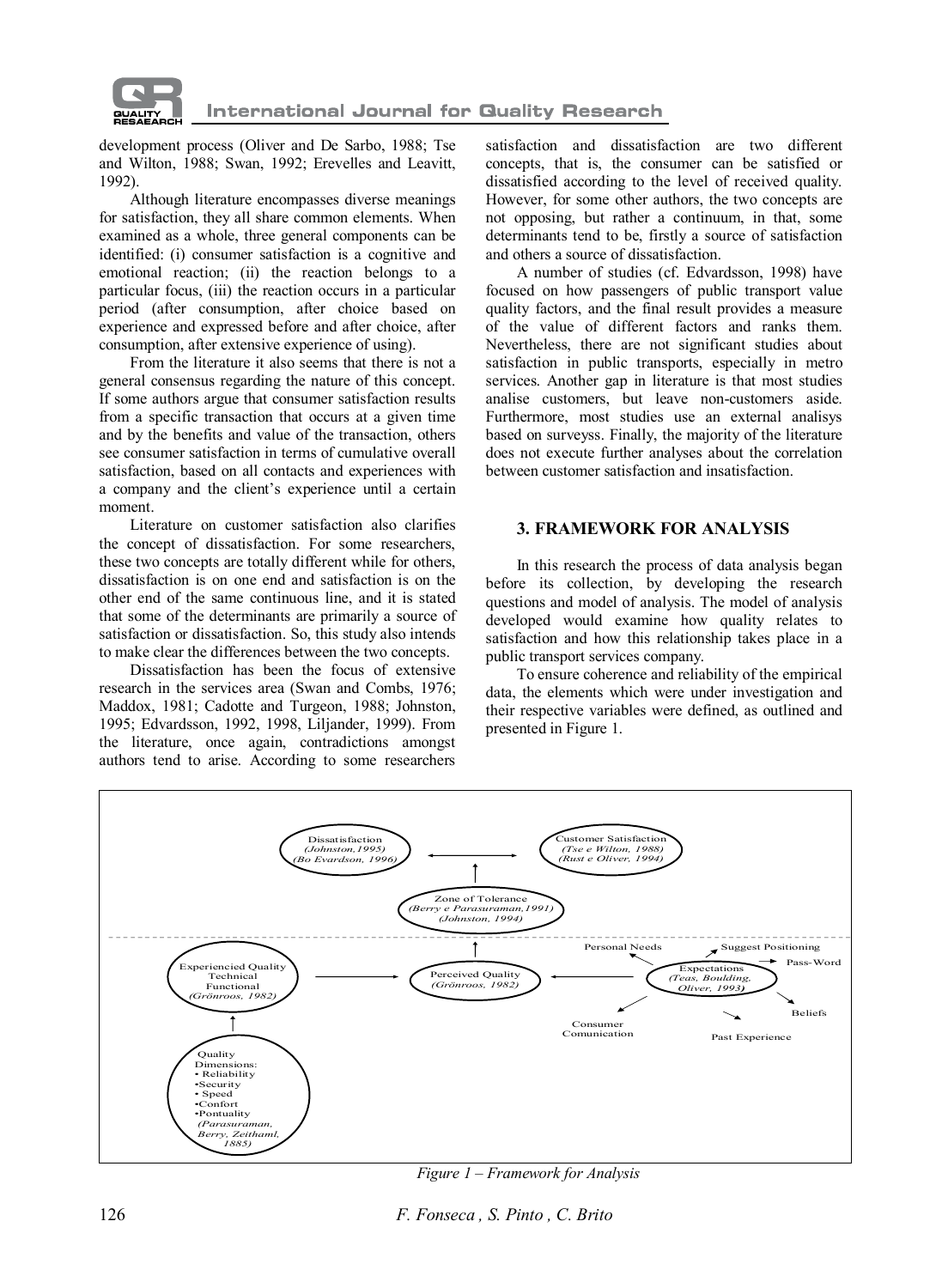development process (Oliver and De Sarbo, 1988; Tse and Wilton, 1988; Swan, 1992; Erevelles and Leavitt, 1992).

Although literature encompasses diverse meanings for satisfaction, they all share common elements. When examined as a whole, three general components can be identified: (i) consumer satisfaction is a cognitive and emotional reaction; (ii) the reaction belongs to a particular focus, (iii) the reaction occurs in a particular period (after consumption, after choice based on experience and expressed before and after choice, after consumption, after extensive experience of using).

From the literature it also seems that there is not a general consensus regarding the nature of this concept. If some authors argue that consumer satisfaction results from a specific transaction that occurs at a given time and by the benefits and value of the transaction, others see consumer satisfaction in terms of cumulative overall satisfaction, based on all contacts and experiences with a company and the client's experience until a certain moment.

Literature on customer satisfaction also clarifies the concept of dissatisfaction. For some researchers, these two concepts are totally different while for others, dissatisfaction is on one end and satisfaction is on the other end of the same continuous line, and it is stated that some of the determinants are primarily a source of satisfaction or dissatisfaction. So, this study also intends to make clear the differences between the two concepts.

Dissatisfaction has been the focus of extensive research in the services area (Swan and Combs, 1976; Maddox, 1981; Cadotte and Turgeon, 1988; Johnston, 1995; Edvardsson, 1992, 1998, Liljander, 1999). From the literature, once again, contradictions amongst authors tend to arise. According to some researchers satisfaction and dissatisfaction are two different concepts, that is, the consumer can be satisfied or dissatisfied according to the level of received quality. However, for some other authors, the two concepts are not opposing, but rather a continuum, in that, some determinants tend to be, firstly a source of satisfaction and others a source of dissatisfaction.

A number of studies (cf. Edvardsson, 1998) have focused on how passengers of public transport value quality factors, and the final result provides a measure of the value of different factors and ranks them. Nevertheless, there are not significant studies about satisfaction in public transports, especially in metro services. Another gap in literature is that most studies analise customers, but leave non-customers aside. Furthermore, most studies use an external analisys based on surveyss. Finally, the majority of the literature does not execute further analyses about the correlation between customer satisfaction and insatisfaction.

## 3. FRAMEWORK FOR ANALYSIS

In this research the process of data analysis began before its collection, by developing the research questions and model of analysis. The model of analysis developed would examine how quality relates to satisfaction and how this relationship takes place in a public transport services company.

To ensure coherence and reliability of the empirical data, the elements which were under investigation and their respective variables were defined, as outlined and presented in Figure 1.

Dissatisfaction
*(Johnston,1995)*
*(Bo Evardson, 1996)*

Customer Satisfaction
*(Tse e Wilton, 1988)*
*(Rust e Oliver, 1994)*

Zone of Tolerance
*(Berry e Parasuraman,1991)*
*(Johnston, 1994)*

Experiencied Quality
Technical
Functional
*(Grönroos, 1982)*

Perceived Quality
*(Grönroos, 1982)*

Expectations
*(Teas, Boulding, Oliver, 1993)*

Personal Needs

Suggest Positioning

Pass-Word

Beliefs

Past Experience

Consumer Comunication

Quality Dimensions:
• Reliability
•Security
• Speed
•Confort
•Pontuality
*(Parasuraman, Berry, Zeithaml, 1885)*

*Figure 1 – Framework for Analysis*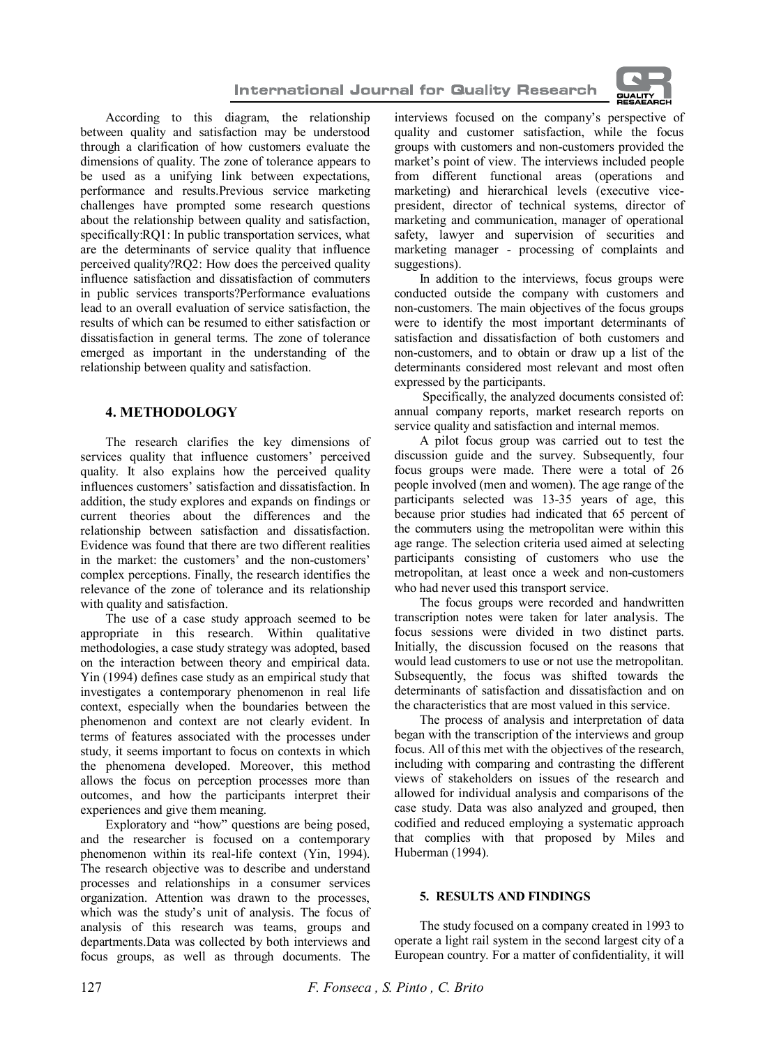According to this diagram, the relationship between quality and satisfaction may be understood through a clarification of how customers evaluate the dimensions of quality. The zone of tolerance appears to be used as a unifying link between expectations, performance and results.Previous service marketing challenges have prompted some research questions about the relationship between quality and satisfaction, specifically:RQ1: In public transportation services, what are the determinants of service quality that influence perceived quality?RQ2: How does the perceived quality influence satisfaction and dissatisfaction of commuters in public services transports?Performance evaluations lead to an overall evaluation of service satisfaction, the results of which can be resumed to either satisfaction or dissatisfaction in general terms. The zone of tolerance emerged as important in the understanding of the relationship between quality and satisfaction.

## 4. METHODOLOGY

The research clarifies the key dimensions of services quality that influence customers' perceived quality. It also explains how the perceived quality influences customers' satisfaction and dissatisfaction. In addition, the study explores and expands on findings or current theories about the differences and the relationship between satisfaction and dissatisfaction. Evidence was found that there are two different realities in the market: the customers' and the non-customers' complex perceptions. Finally, the research identifies the relevance of the zone of tolerance and its relationship with quality and satisfaction.

The use of a case study approach seemed to be appropriate in this research. Within qualitative methodologies, a case study strategy was adopted, based on the interaction between theory and empirical data. Yin (1994) defines case study as an empirical study that investigates a contemporary phenomenon in real life context, especially when the boundaries between the phenomenon and context are not clearly evident. In terms of features associated with the processes under study, it seems important to focus on contexts in which the phenomena developed. Moreover, this method allows the focus on perception processes more than outcomes, and how the participants interpret their experiences and give them meaning.

Exploratory and "how" questions are being posed, and the researcher is focused on a contemporary phenomenon within its real-life context (Yin, 1994). The research objective was to describe and understand processes and relationships in a consumer services organization. Attention was drawn to the processes, which was the study's unit of analysis. The focus of analysis of this research was teams, groups and departments.Data was collected by both interviews and focus groups, as well as through documents. The interviews focused on the company's perspective of quality and customer satisfaction, while the focus groups with customers and non-customers provided the market's point of view. The interviews included people from different functional areas (operations and marketing) and hierarchical levels (executive vice-president, director of technical systems, director of marketing and communication, manager of operational safety, lawyer and supervision of securities and marketing manager - processing of complaints and suggestions).

In addition to the interviews, focus groups were conducted outside the company with customers and non-customers. The main objectives of the focus groups were to identify the most important determinants of satisfaction and dissatisfaction of both customers and non-customers, and to obtain or draw up a list of the determinants considered most relevant and most often expressed by the participants.

Specifically, the analyzed documents consisted of: annual company reports, market research reports on service quality and satisfaction and internal memos.

A pilot focus group was carried out to test the discussion guide and the survey. Subsequently, four focus groups were made. There were a total of 26 people involved (men and women). The age range of the participants selected was 13-35 years of age, this because prior studies had indicated that 65 percent of the commuters using the metropolitan were within this age range. The selection criteria used aimed at selecting participants consisting of customers who use the metropolitan, at least once a week and non-customers who had never used this transport service.

The focus groups were recorded and handwritten transcription notes were taken for later analysis. The focus sessions were divided in two distinct parts. Initially, the discussion focused on the reasons that would lead customers to use or not use the metropolitan. Subsequently, the focus was shifted towards the determinants of satisfaction and dissatisfaction and on the characteristics that are most valued in this service.

The process of analysis and interpretation of data began with the transcription of the interviews and group focus. All of this met with the objectives of the research, including with comparing and contrasting the different views of stakeholders on issues of the research and allowed for individual analysis and comparisons of the case study. Data was also analyzed and grouped, then codified and reduced employing a systematic approach that complies with that proposed by Miles and Huberman (1994).

## 5. RESULTS AND FINDINGS

The study focused on a company created in 1993 to operate a light rail system in the second largest city of a European country. For a matter of confidentiality, it will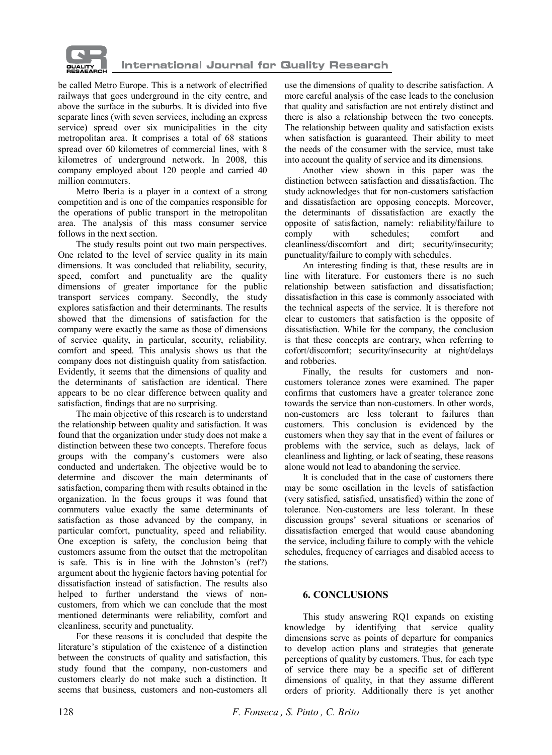be called Metro Europe. This is a network of electrified railways that goes underground in the city centre, and above the surface in the suburbs. It is divided into five separate lines (with seven services, including an express service) spread over six municipalities in the city metropolitan area. It comprises a total of 68 stations spread over 60 kilometres of commercial lines, with 8 kilometres of underground network. In 2008, this company employed about 120 people and carried 40 million commuters.

Metro Iberia is a player in a context of a strong competition and is one of the companies responsible for the operations of public transport in the metropolitan area. The analysis of this mass consumer service follows in the next section.

The study results point out two main perspectives. One related to the level of service quality in its main dimensions. It was concluded that reliability, security, speed, comfort and punctuality are the quality dimensions of greater importance for the public transport services company. Secondly, the study explores satisfaction and their determinants. The results showed that the dimensions of satisfaction for the company were exactly the same as those of dimensions of service quality, in particular, security, reliability, comfort and speed. This analysis shows us that the company does not distinguish quality from satisfaction. Evidently, it seems that the dimensions of quality and the determinants of satisfaction are identical. There appears to be no clear difference between quality and satisfaction, findings that are no surprising.

The main objective of this research is to understand the relationship between quality and satisfaction. It was found that the organization under study does not make a distinction between these two concepts. Therefore focus groups with the company's customers were also conducted and undertaken. The objective would be to determine and discover the main determinants of satisfaction, comparing them with results obtained in the organization. In the focus groups it was found that commuters value exactly the same determinants of satisfaction as those advanced by the company, in particular comfort, punctuality, speed and reliability. One exception is safety, the conclusion being that customers assume from the outset that the metropolitan is safe. This is in line with the Johnston's (ref?) argument about the hygienic factors having potential for dissatisfaction instead of satisfaction. The results also helped to further understand the views of non-customers, from which we can conclude that the most mentioned determinants were reliability, comfort and cleanliness, security and punctuality.

For these reasons it is concluded that despite the literature's stipulation of the existence of a distinction between the constructs of quality and satisfaction, this study found that the company, non-customers and customers clearly do not make such a distinction. It seems that business, customers and non-customers all use the dimensions of quality to describe satisfaction. A more careful analysis of the case leads to the conclusion that quality and satisfaction are not entirely distinct and there is also a relationship between the two concepts. The relationship between quality and satisfaction exists when satisfaction is guaranteed. Their ability to meet the needs of the consumer with the service, must take into account the quality of service and its dimensions.

Another view shown in this paper was the distinction between satisfaction and dissatisfaction. The study acknowledges that for non-customers satisfaction and dissatisfaction are opposing concepts. Moreover, the determinants of dissatisfaction are exactly the opposite of satisfaction, namely: reliability/failure to comply with schedules; comfort and cleanliness/discomfort and dirt; security/insecurity; punctuality/failure to comply with schedules.

An interesting finding is that, these results are in line with literature. For customers there is no such relationship between satisfaction and dissatisfaction; dissatisfaction in this case is commonly associated with the technical aspects of the service. It is therefore not clear to customers that satisfaction is the opposite of dissatisfaction. While for the company, the conclusion is that these concepts are contrary, when referring to cofort/discomfort; security/insecurity at night/delays and robberies.

Finally, the results for customers and non-customers tolerance zones were examined. The paper confirms that customers have a greater tolerance zone towards the service than non-customers. In other words, non-customers are less tolerant to failures than customers. This conclusion is evidenced by the customers when they say that in the event of failures or problems with the service, such as delays, lack of cleanliness and lighting, or lack of seating, these reasons alone would not lead to abandoning the service.

It is concluded that in the case of customers there may be some oscillation in the levels of satisfaction (very satisfied, satisfied, unsatisfied) within the zone of tolerance. Non-customers are less tolerant. In these discussion groups' several situations or scenarios of dissatisfaction emerged that would cause abandoning the service, including failure to comply with the vehicle schedules, frequency of carriages and disabled access to the stations.

## 6. CONCLUSIONS

This study answering RQ1 expands on existing knowledge by identifying that service quality dimensions serve as points of departure for companies to develop action plans and strategies that generate perceptions of quality by customers. Thus, for each type of service there may be a specific set of different dimensions of quality, in that they assume different orders of priority. Additionally there is yet another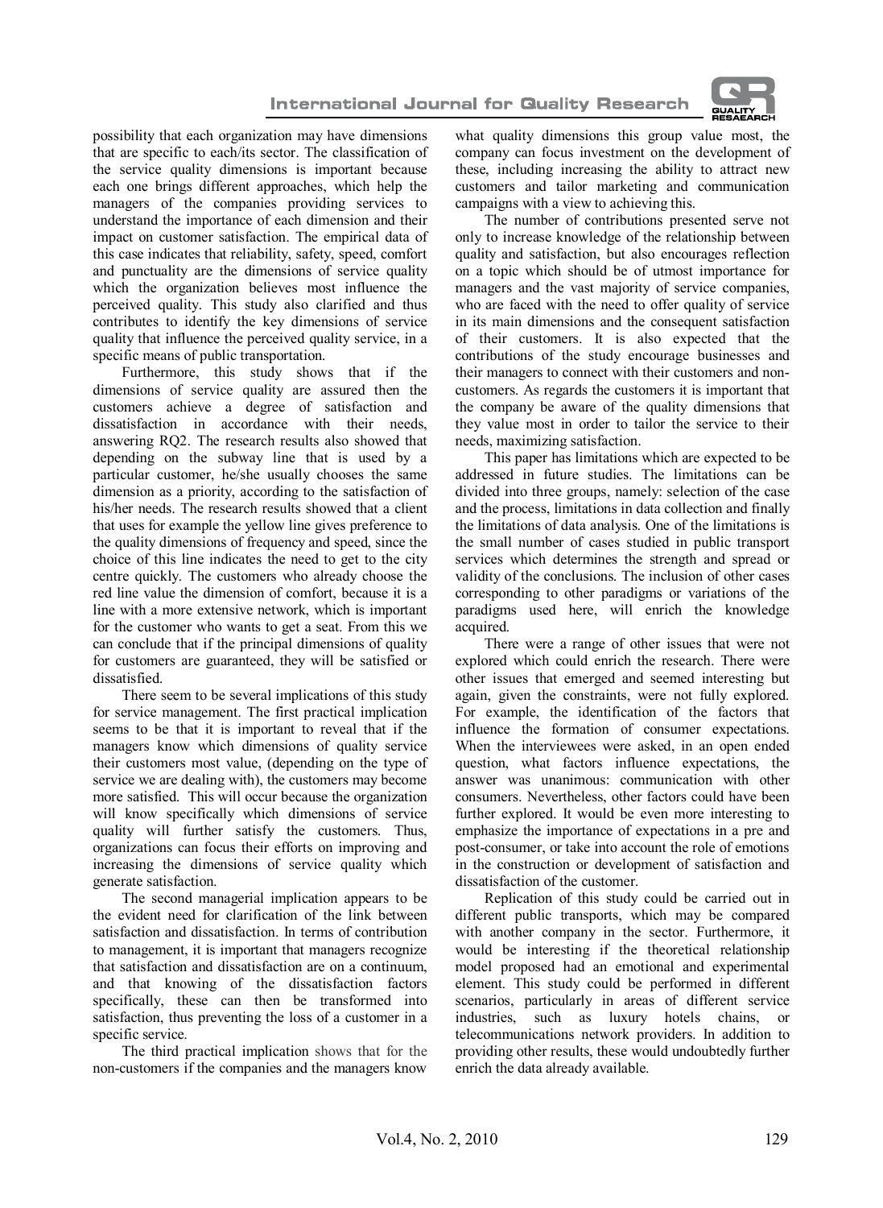possibility that each organization may have dimensions that are specific to each/its sector. The classification of the service quality dimensions is important because each one brings different approaches, which help the managers of the companies providing services to understand the importance of each dimension and their impact on customer satisfaction. The empirical data of this case indicates that reliability, safety, speed, comfort and punctuality are the dimensions of service quality which the organization believes most influence the perceived quality. This study also clarified and thus contributes to identify the key dimensions of service quality that influence the perceived quality service, in a specific means of public transportation.

Furthermore, this study shows that if the dimensions of service quality are assured then the customers achieve a degree of satisfaction and dissatisfaction in accordance with their needs, answering RQ2. The research results also showed that depending on the subway line that is used by a particular customer, he/she usually chooses the same dimension as a priority, according to the satisfaction of his/her needs. The research results showed that a client that uses for example the yellow line gives preference to the quality dimensions of frequency and speed, since the choice of this line indicates the need to get to the city centre quickly. The customers who already choose the red line value the dimension of comfort, because it is a line with a more extensive network, which is important for the customer who wants to get a seat. From this we can conclude that if the principal dimensions of quality for customers are guaranteed, they will be satisfied or dissatisfied.

There seem to be several implications of this study for service management. The first practical implication seems to be that it is important to reveal that if the managers know which dimensions of quality service their customers most value, (depending on the type of service we are dealing with), the customers may become more satisfied. This will occur because the organization will know specifically which dimensions of service quality will further satisfy the customers. Thus, organizations can focus their efforts on improving and increasing the dimensions of service quality which generate satisfaction.

The second managerial implication appears to be the evident need for clarification of the link between satisfaction and dissatisfaction. In terms of contribution to management, it is important that managers recognize that satisfaction and dissatisfaction are on a continuum, and that knowing of the dissatisfaction factors specifically, these can then be transformed into satisfaction, thus preventing the loss of a customer in a specific service.

The third practical implication shows that for the non-customers if the companies and the managers know what quality dimensions this group value most, the company can focus investment on the development of these, including increasing the ability to attract new customers and tailor marketing and communication campaigns with a view to achieving this.

The number of contributions presented serve not only to increase knowledge of the relationship between quality and satisfaction, but also encourages reflection on a topic which should be of utmost importance for managers and the vast majority of service companies, who are faced with the need to offer quality of service in its main dimensions and the consequent satisfaction of their customers. It is also expected that the contributions of the study encourage businesses and their managers to connect with their customers and non-customers. As regards the customers it is important that the company be aware of the quality dimensions that they value most in order to tailor the service to their needs, maximizing satisfaction.

This paper has limitations which are expected to be addressed in future studies. The limitations can be divided into three groups, namely: selection of the case and the process, limitations in data collection and finally the limitations of data analysis. One of the limitations is the small number of cases studied in public transport services which determines the strength and spread or validity of the conclusions. The inclusion of other cases corresponding to other paradigms or variations of the paradigms used here, will enrich the knowledge acquired.

There were a range of other issues that were not explored which could enrich the research. There were other issues that emerged and seemed interesting but again, given the constraints, were not fully explored. For example, the identification of the factors that influence the formation of consumer expectations. When the interviewees were asked, in an open ended question, what factors influence expectations, the answer was unanimous: communication with other consumers. Nevertheless, other factors could have been further explored. It would be even more interesting to emphasize the importance of expectations in a pre and post-consumer, or take into account the role of emotions in the construction or development of satisfaction and dissatisfaction of the customer.

Replication of this study could be carried out in different public transports, which may be compared with another company in the sector. Furthermore, it would be interesting if the theoretical relationship model proposed had an emotional and experimental element. This study could be performed in different scenarios, particularly in areas of different service industries, such as luxury hotels chains, or telecommunications network providers. In addition to providing other results, these would undoubtedly further enrich the data already available.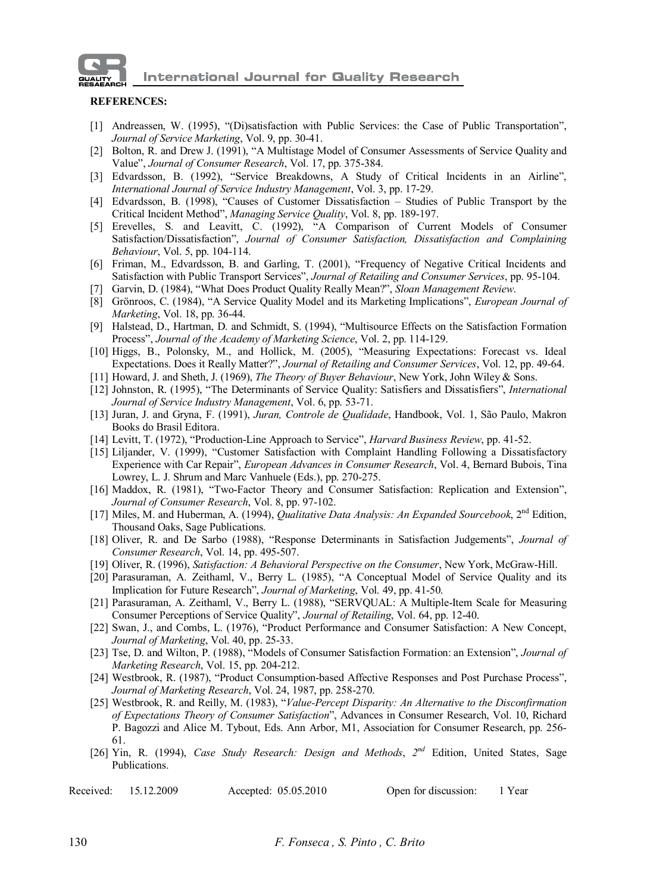**REFERENCES:**

[1] Andreassen, W. (1995), "(Di)satisfaction with Public Services: the Case of Public Transportation", *Journal of Service Marketing*, Vol. 9, pp. 30-41.

[2] Bolton, R. and Drew J. (1991), "A Multistage Model of Consumer Assessments of Service Quality and Value", *Journal of Consumer Research*, Vol. 17, pp. 375-384.

[3] Edvardsson, B. (1992), "Service Breakdowns, A Study of Critical Incidents in an Airline", *International Journal of Service Industry Management*, Vol. 3, pp. 17-29.

[4] Edvardsson, B. (1998), "Causes of Customer Dissatisfaction – Studies of Public Transport by the Critical Incident Method", *Managing Service Quality*, Vol. 8, pp. 189-197.

[5] Erevelles, S. and Leavitt, C. (1992), "A Comparison of Current Models of Consumer Satisfaction/Dissatisfaction", *Journal of Consumer Satisfaction, Dissatisfaction and Complaining Behaviour*, Vol. 5, pp. 104-114.

[6] Friman, M., Edvardsson, B. and Garling, T. (2001), "Frequency of Negative Critical Incidents and Satisfaction with Public Transport Services", *Journal of Retailing and Consumer Services*, pp. 95-104.

[7] Garvin, D. (1984), "What Does Product Quality Really Mean?", *Sloan Management Review*.

[8] Grönroos, C. (1984), "A Service Quality Model and its Marketing Implications", *European Journal of Marketing*, Vol. 18, pp. 36-44.

[9] Halstead, D., Hartman, D. and Schmidt, S. (1994), "Multisource Effects on the Satisfaction Formation Process", *Journal of the Academy of Marketing Science*, Vol. 2, pp. 114-129.

[10] Higgs, B., Polonsky, M., and Hollick, M. (2005), "Measuring Expectations: Forecast vs. Ideal Expectations. Does it Really Matter?", *Journal of Retailing and Consumer Services*, Vol. 12, pp. 49-64.

[11] Howard, J. and Sheth, J. (1969), *The Theory of Buyer Behaviour*, New York, John Wiley & Sons.

[12] Johnston, R. (1995), "The Determinants of Service Quality: Satisfiers and Dissatisfiers", *International Journal of Service Industry Management*, Vol. 6, pp. 53-71.

[13] Juran, J. and Gryna, F. (1991), *Juran, Controle de Qualidade*, Handbook, Vol. 1, São Paulo, Makron Books do Brasil Editora.

[14] Levitt, T. (1972), "Production-Line Approach to Service", *Harvard Business Review*, pp. 41-52.

[15] Liljander, V. (1999), "Customer Satisfaction with Complaint Handling Following a Dissatisfactory Experience with Car Repair", *European Advances in Consumer Research*, Vol. 4, Bernard Bubois, Tina Lowrey, L. J. Shrum and Marc Vanhuele (Eds.), pp. 270-275.

[16] Maddox, R. (1981), "Two-Factor Theory and Consumer Satisfaction: Replication and Extension", *Journal of Consumer Research*, Vol. 8, pp. 97-102.

[17] Miles, M. and Huberman, A. (1994), *Qualitative Data Analysis: An Expanded Sourcebook*, 2nd Edition, Thousand Oaks, Sage Publications.

[18] Oliver, R. and De Sarbo (1988), "Response Determinants in Satisfaction Judgements", *Journal of Consumer Research*, Vol. 14, pp. 495-507.

[19] Oliver, R. (1996), *Satisfaction: A Behavioral Perspective on the Consumer*, New York, McGraw-Hill.

[20] Parasuraman, A. Zeithaml, V., Berry L. (1985), "A Conceptual Model of Service Quality and its Implication for Future Research", *Journal of Marketing*, Vol. 49, pp. 41-50.

[21] Parasuraman, A. Zeithaml, V., Berry L. (1988), "SERVQUAL: A Multiple-Item Scale for Measuring Consumer Perceptions of Service Quality", *Journal of Retailing*, Vol. 64, pp. 12-40.

[22] Swan, J., and Combs, L. (1976), "Product Performance and Consumer Satisfaction: A New Concept, *Journal of Marketing*, Vol. 40, pp. 25-33.

[23] Tse, D. and Wilton, P. (1988), "Models of Consumer Satisfaction Formation: an Extension", *Journal of Marketing Research*, Vol. 15, pp. 204-212.

[24] Westbrook, R. (1987), "Product Consumption-based Affective Responses and Post Purchase Process", *Journal of Marketing Research*, Vol. 24, 1987, pp. 258-270.

[25] Westbrook, R. and Reilly, M. (1983), "*Value-Percept Disparity: An Alternative to the Disconfirmation of Expectations Theory of Consumer Satisfaction*", Advances in Consumer Research, Vol. 10, Richard P. Bagozzi and Alice M. Tybout, Eds. Ann Arbor, M1, Association for Consumer Research, pp. 256-61.

[26] Yin, R. (1994), *Case Study Research: Design and Methods*, 2nd Edition, United States, Sage Publications.

Received: 15.12.2009 Accepted: 05.05.2010 Open for discussion: 1 Year